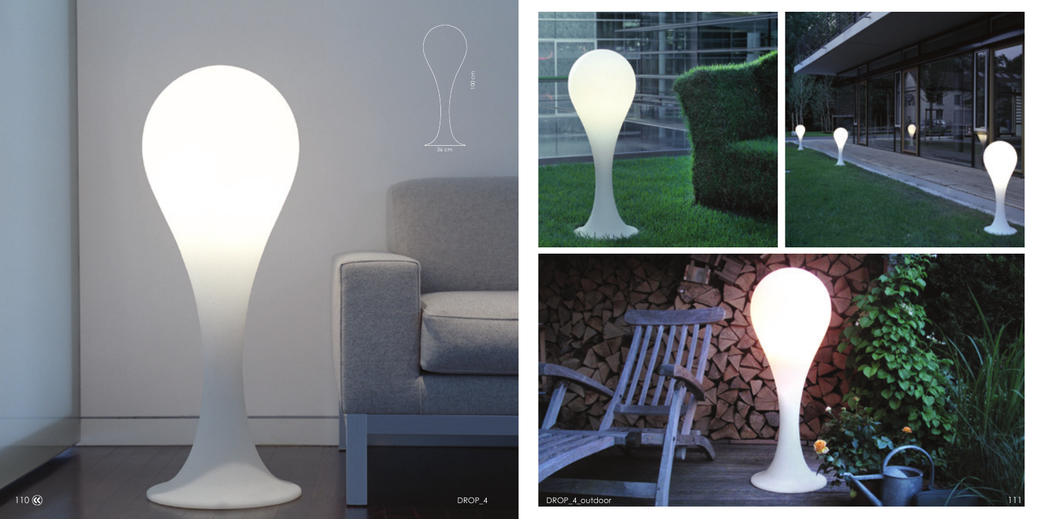100 cm

36 cm

DROP_4

DROP_4_outdoor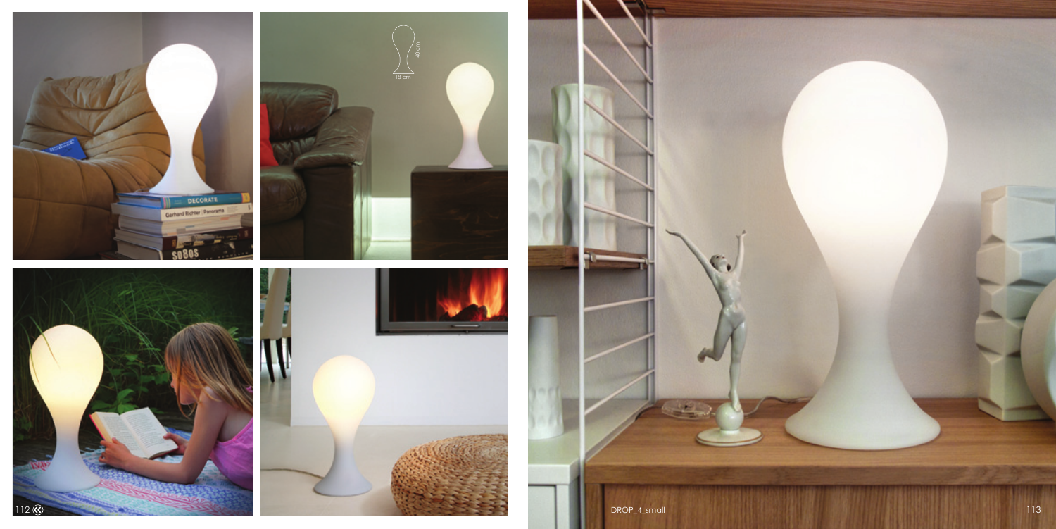DROP_4_small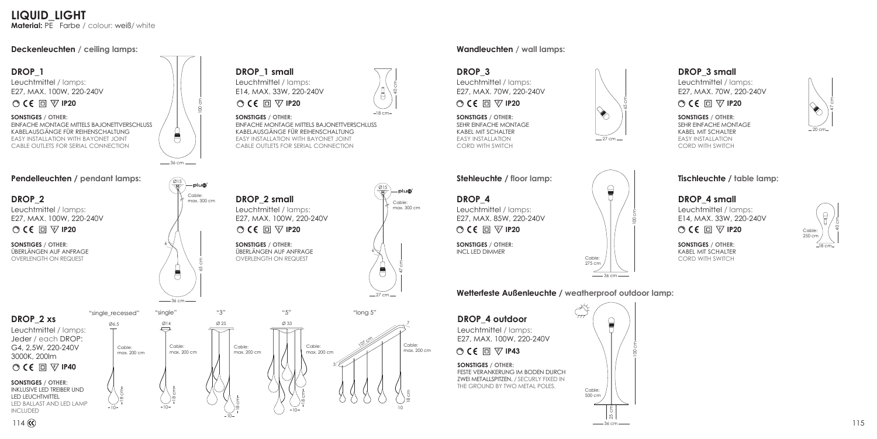# LIQUID_LIGHT

**Material:** PE Farbe / colour: weiß/ white

## Deckenleuchten / ceiling lamps:

### DROP_1

Leuchtmittel / lamps:
E27, MAX. 100W, 220-240V

IP20

**SONSTIGES / OTHER:**
EINFACHE MONTAGE MITTELS BAJONETTVERSCHLUSS
KABELAUSGÄNGE FÜR REIHENSCHALTUNG
EASY INSTALLATION WITH BAYONET JOINT
CABLE OUTLETS FOR SERIAL CONNECTION

100 cm
36 cm

### DROP_1 small

Leuchtmittel / lamps:
E14, MAX. 33W, 220-240V

IP20

**SONSTIGES / OTHER:**
EINFACHE MONTAGE MITTELS BAJONETTVERSCHLUSS
KABELAUSGÄNGE FÜR REIHENSCHALTUNG
EASY INSTALLATION WITH BAYONET JOINT
CABLE OUTLETS FOR SERIAL CONNECTION

40 cm
18 cm

## Pendelleuchten / pendant lamps:

### DROP_2

Leuchtmittel / lamps:
E27, MAX. 100W, 220-240V

IP20

**SONSTIGES / OTHER:**
ÜBERLÄNGEN AUF ANFRAGE
OVERLENGTH ON REQUEST

Ø15
plug
Cable: max. 300 cm
6
65 cm
36 cm

### DROP_2 small

Leuchtmittel / lamps:
E27, MAX. 100W, 220-240V

IP20

**SONSTIGES / OTHER:**
ÜBERLÄNGEN AUF ANFRAGE
OVERLENGTH ON REQUEST

Ø15
plug
Cable: max. 300 cm
6
47 cm
27 cm

### DROP_2 xs

Leuchtmittel / lamps:
Jeder / each DROP:
G4, 2,5W, 220-240V
3000K, 200lm

IP40

**SONSTIGES / OTHER:**
INKLUSIVE LED TREIBER UND LED LEUCHTMITTEL
LED BALLAST AND LED LAMP INCLUDED

"single_recessed"
Ø6.5
Cable: max. 200 cm
18 cm
10

"single"
Ø14
Cable: max. 200 cm
18 cm
10

"3"
Ø 25
Cable: max. 200 cm
18 cm
10

"5"
Ø 33
Cable: max. 200 cm
18 cm
10

"long 5"
107 cm
7
3
Cable: max. 200 cm
18 cm
10

## Wandleuchten / wall lamps:

### DROP_3

Leuchtmittel / lamps:
E27, MAX. 70W, 220-240V

IP20

**SONSTIGES / OTHER:**
SEHR EINFACHE MONTAGE
KABEL MIT SCHALTER
EASY INSTALLATION
CORD WITH SWITCH

65 cm
27 cm

### DROP_3 small

Leuchtmittel / lamps:
E27, MAX. 70W, 220-240V

IP20

**SONSTIGES / OTHER:**
SEHR EINFACHE MONTAGE
KABEL MIT SCHALTER
EASY INSTALLATION
CORD WITH SWITCH

47 cm
20 cm

## Stehleuchte / floor lamp:

### DROP_4

Leuchtmittel / lamps:
E27, MAX. 85W, 220-240V

IP20

**SONSTIGES / OTHER:**
INCL LED DIMMER

100 cm
Cable: 275 cm
36 cm

## Tischleuchte / table lamp:

### DROP_4 small

Leuchtmittel / lamps:
E14, MAX. 33W, 220-240V

IP20

**SONSTIGES / OTHER:**
KABEL MIT SCHALTER
CORD WITH SWITCH

40 cm
Cable: 250 cm
18 cm

## Wetterfeste Außenleuchte / weatherproof outdoor lamp:

### DROP_4 outdoor

Leuchtmittel / lamps:
E27, MAX. 100W, 220-240V

IP43

**SONSTIGES / OTHER:**
FESTE VERANKERUNG IM BODEN DURCH ZWEI METALLSPITZEN. / SECURLY FIXED IN THE GROUND BY TWO METAL POLES.

100 cm
Cable: 500 cm
25 cm
36 cm